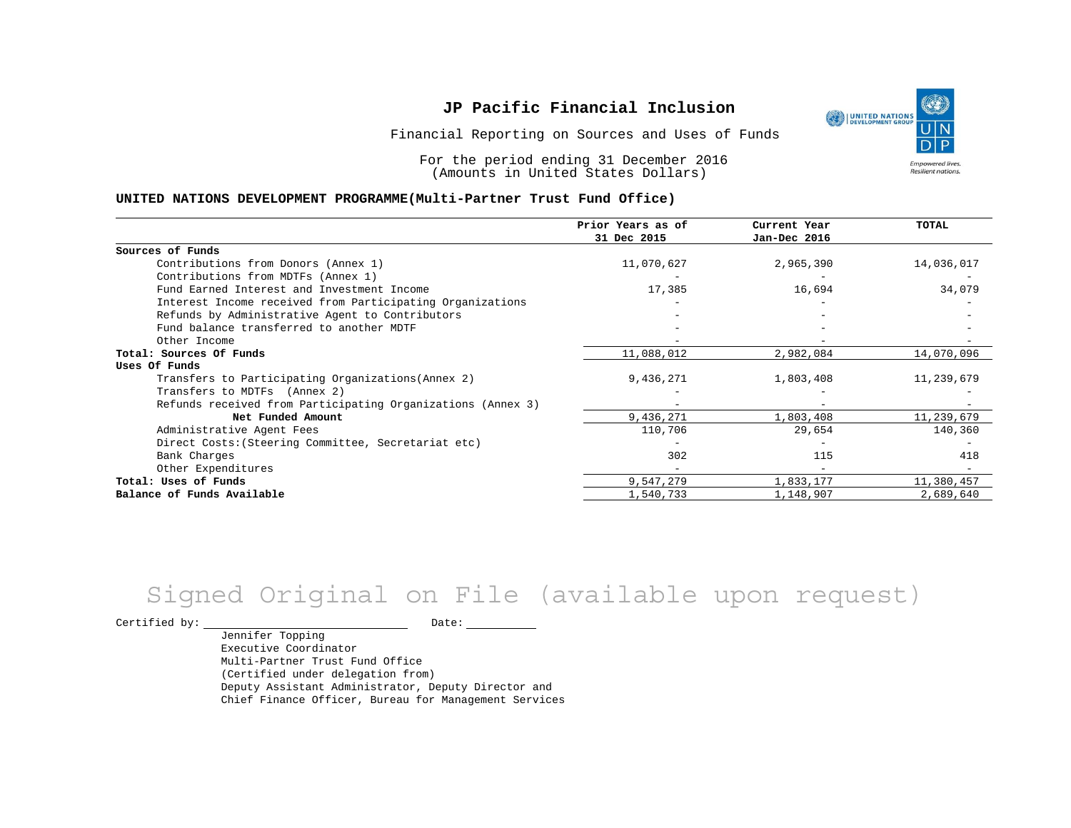# JP Pacific Financial Inclusion

Financial Reporting on Sources and Uses of Funds

For the period ending 31 December 2016
(Amounts in United States Dollars)

**UNITED NATIONS DEVELOPMENT PROGRAMME(Multi-Partner Trust Fund Office)**

| | Prior Years as of 31 Dec 2015 | Current Year Jan-Dec 2016 | TOTAL |
|---|---|---|---|
| **Sources of Funds** | | | |
| Contributions from Donors (Annex 1) | 11,070,627 | 2,965,390 | 14,036,017 |
| Contributions from MDTFs (Annex 1) | - | - | - |
| Fund Earned Interest and Investment Income | 17,385 | 16,694 | 34,079 |
| Interest Income received from Participating Organizations | - | - | - |
| Refunds by Administrative Agent to Contributors | - | - | - |
| Fund balance transferred to another MDTF | - | - | - |
| Other Income | - | - | - |
| **Total: Sources Of Funds** | 11,088,012 | 2,982,084 | 14,070,096 |
| **Uses Of Funds** | | | |
| Transfers to Participating Organizations(Annex 2) | 9,436,271 | 1,803,408 | 11,239,679 |
| Transfers to MDTFs (Annex 2) | - | - | - |
| Refunds received from Participating Organizations (Annex 3) | - | - | - |
| **Net Funded Amount** | 9,436,271 | 1,803,408 | 11,239,679 |
| Administrative Agent Fees | 110,706 | 29,654 | 140,360 |
| Direct Costs:(Steering Committee, Secretariat etc) | - | - | - |
| Bank Charges | 302 | 115 | 418 |
| Other Expenditures | - | - | - |
| **Total: Uses of Funds** | 9,547,279 | 1,833,177 | 11,380,457 |
| **Balance of Funds Available** | 1,540,733 | 1,148,907 | 2,689,640 |

Signed Original on File (available upon request)

Certified by: ______________________ Date: __________

Jennifer Topping
Executive Coordinator
Multi-Partner Trust Fund Office
(Certified under delegation from)
Deputy Assistant Administrator, Deputy Director and
Chief Finance Officer, Bureau for Management Services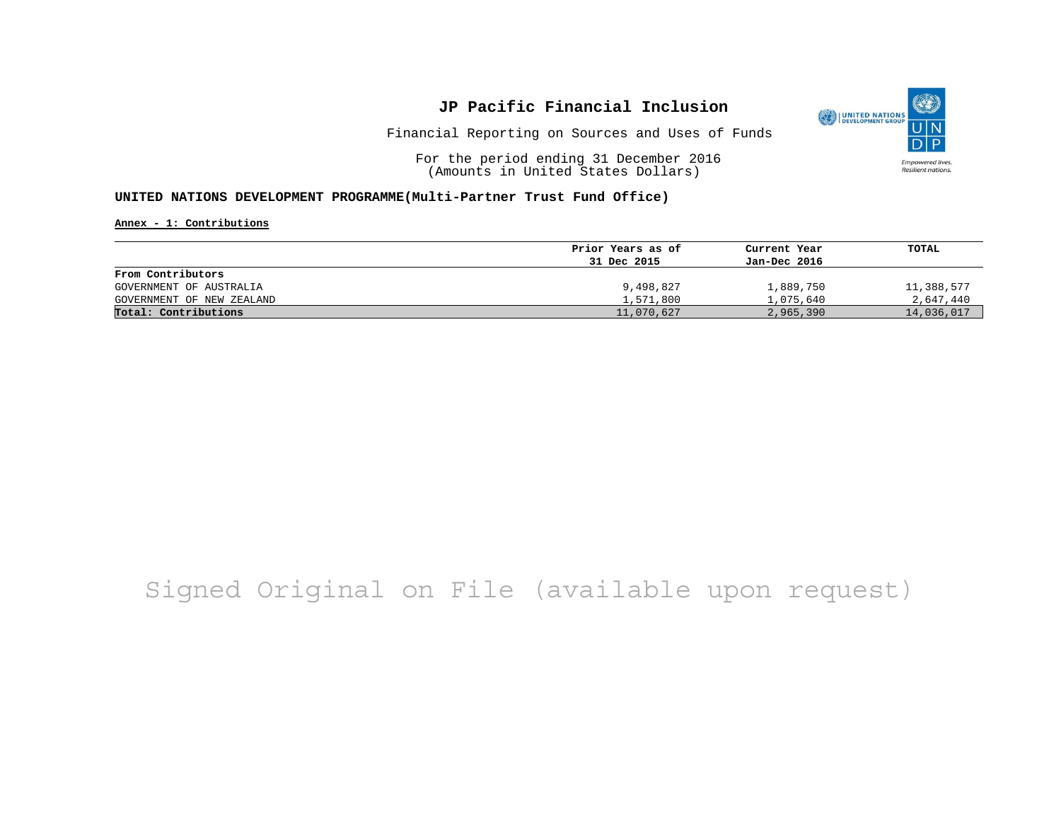# JP Pacific Financial Inclusion

Financial Reporting on Sources and Uses of Funds

For the period ending 31 December 2016
(Amounts in United States Dollars)

**UNITED NATIONS DEVELOPMENT PROGRAMME(Multi-Partner Trust Fund Office)**

**Annex - 1: Contributions**

| | Prior Years as of 31 Dec 2015 | Current Year Jan-Dec 2016 | TOTAL |
|---|---|---|---|
| **From Contributors** | | | |
| GOVERNMENT OF AUSTRALIA | 9,498,827 | 1,889,750 | 11,388,577 |
| GOVERNMENT OF NEW ZEALAND | 1,571,800 | 1,075,640 | 2,647,440 |
| **Total: Contributions** | 11,070,627 | 2,965,390 | 14,036,017 |

Signed Original on File (available upon request)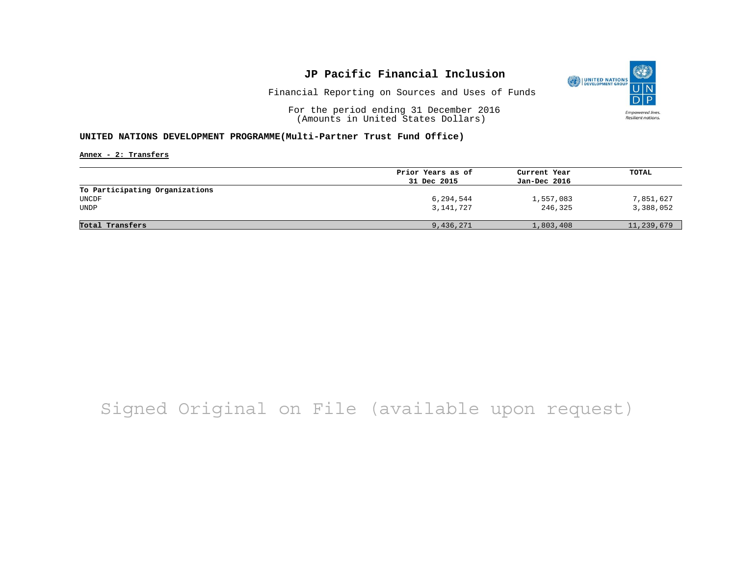# JP Pacific Financial Inclusion

Financial Reporting on Sources and Uses of Funds

For the period ending 31 December 2016
(Amounts in United States Dollars)

**UNITED NATIONS DEVELOPMENT PROGRAMME(Multi-Partner Trust Fund Office)**

**Annex - 2: Transfers**

| | Prior Years as of 31 Dec 2015 | Current Year Jan-Dec 2016 | TOTAL |
|---|---|---|---|
| **To Participating Organizations** | | | |
| UNCDF | 6,294,544 | 1,557,083 | 7,851,627 |
| UNDP | 3,141,727 | 246,325 | 3,388,052 |
| **Total Transfers** | 9,436,271 | 1,803,408 | 11,239,679 |

Signed Original on File (available upon request)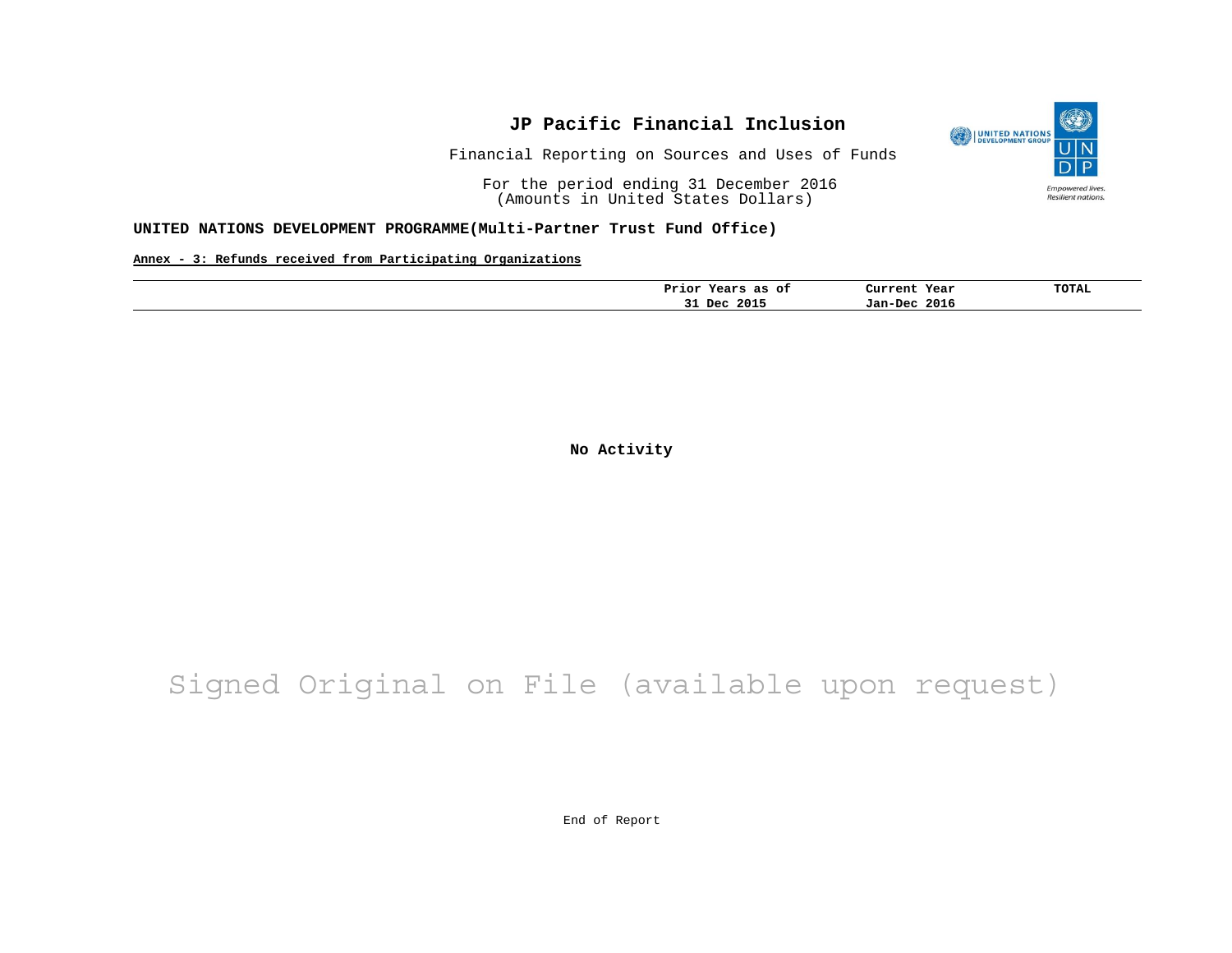# JP Pacific Financial Inclusion

Financial Reporting on Sources and Uses of Funds

For the period ending 31 December 2016
(Amounts in United States Dollars)

**UNITED NATIONS DEVELOPMENT PROGRAMME(Multi-Partner Trust Fund Office)**

**Annex - 3: Refunds received from Participating Organizations**

| | Prior Years as of 31 Dec 2015 | Current Year Jan-Dec 2016 | TOTAL |
|---|---|---|---|

**No Activity**

Signed Original on File (available upon request)

End of Report